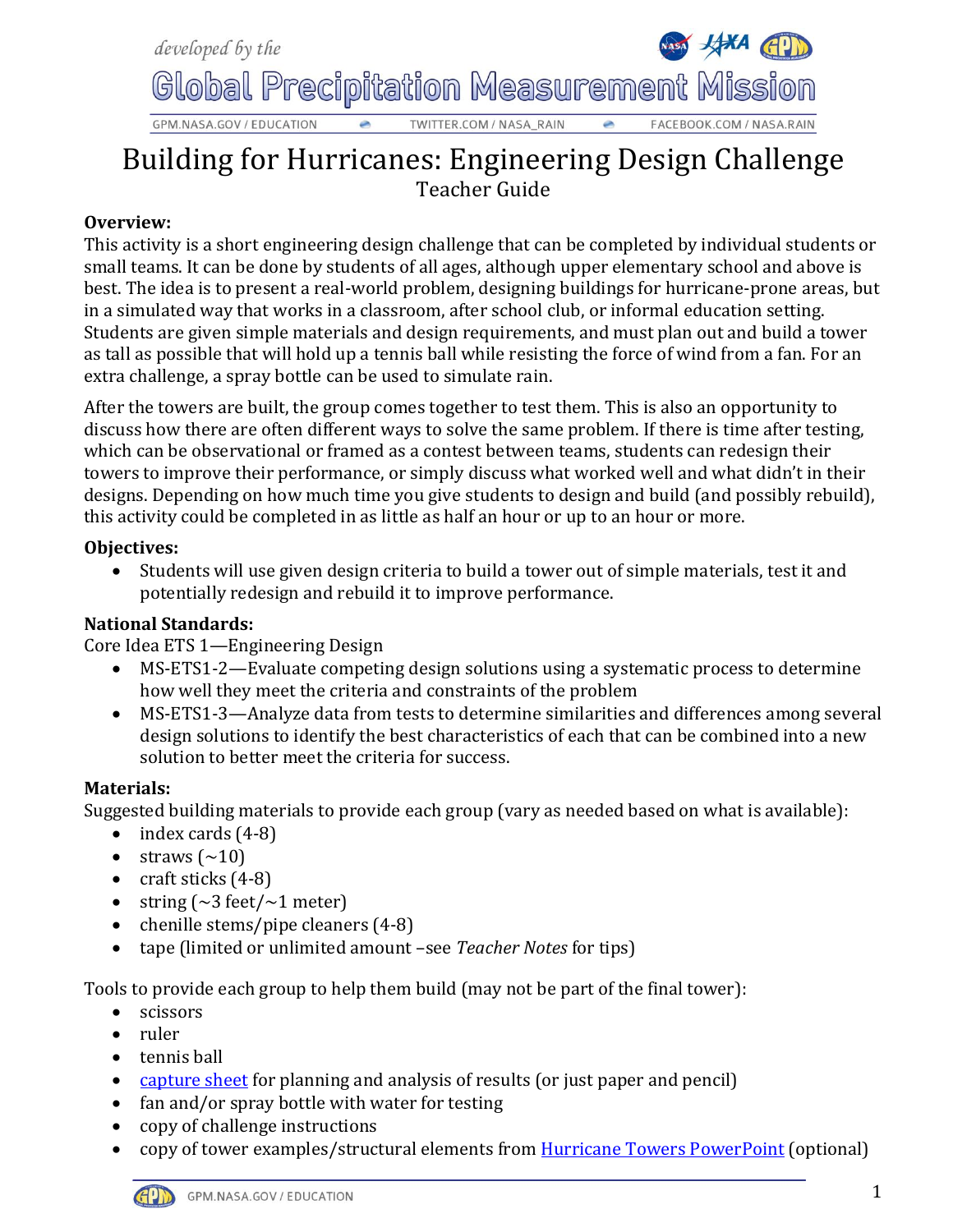# Building for Hurricanes: Engineering Design Challenge

Teacher Guide

**Overview:**

This activity is a short engineering design challenge that can be completed by individual students or small teams. It can be done by students of all ages, although upper elementary school and above is best. The idea is to present a real-world problem, designing buildings for hurricane-prone areas, but in a simulated way that works in a classroom, after school club, or informal education setting. Students are given simple materials and design requirements, and must plan out and build a tower as tall as possible that will hold up a tennis ball while resisting the force of wind from a fan. For an extra challenge, a spray bottle can be used to simulate rain.

After the towers are built, the group comes together to test them. This is also an opportunity to discuss how there are often different ways to solve the same problem. If there is time after testing, which can be observational or framed as a contest between teams, students can redesign their towers to improve their performance, or simply discuss what worked well and what didn't in their designs. Depending on how much time you give students to design and build (and possibly rebuild), this activity could be completed in as little as half an hour or up to an hour or more.

**Objectives:**

- Students will use given design criteria to build a tower out of simple materials, test it and potentially redesign and rebuild it to improve performance.

**National Standards:**

Core Idea ETS 1—Engineering Design

- MS-ETS1-2—Evaluate competing design solutions using a systematic process to determine how well they meet the criteria and constraints of the problem
- MS-ETS1-3—Analyze data from tests to determine similarities and differences among several design solutions to identify the best characteristics of each that can be combined into a new solution to better meet the criteria for success.

**Materials:**

Suggested building materials to provide each group (vary as needed based on what is available):

- index cards (4-8)
- straws (~10)
- craft sticks (4-8)
- string (~3 feet/~1 meter)
- chenille stems/pipe cleaners (4-8)
- tape (limited or unlimited amount –see *Teacher Notes* for tips)

Tools to provide each group to help them build (may not be part of the final tower):

- scissors
- ruler
- tennis ball
- capture sheet for planning and analysis of results (or just paper and pencil)
- fan and/or spray bottle with water for testing
- copy of challenge instructions
- copy of tower examples/structural elements from Hurricane Towers PowerPoint (optional)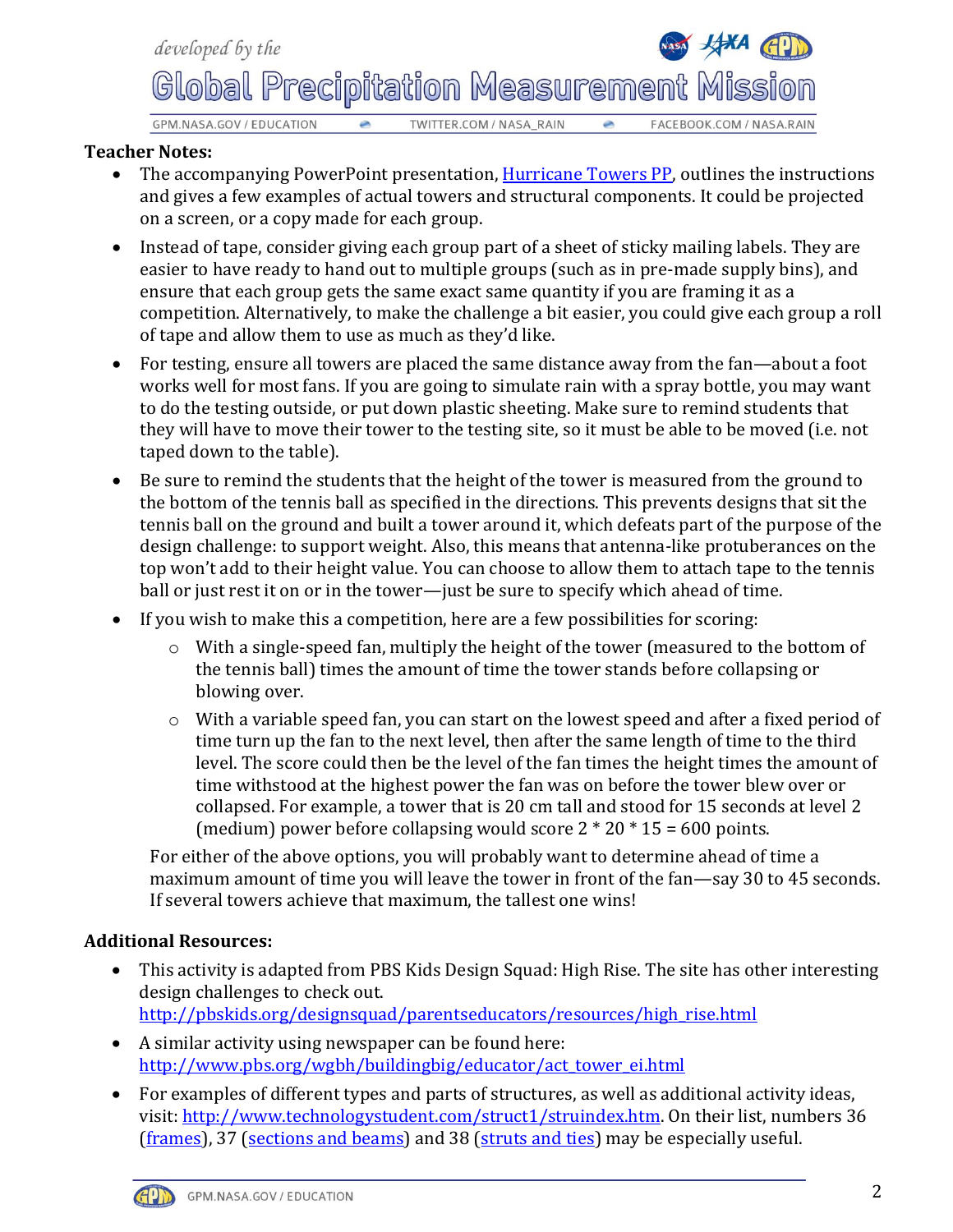**Teacher Notes:**

- The accompanying PowerPoint presentation, [Hurricane Towers PP](), outlines the instructions and gives a few examples of actual towers and structural components. It could be projected on a screen, or a copy made for each group.
- Instead of tape, consider giving each group part of a sheet of sticky mailing labels. They are easier to have ready to hand out to multiple groups (such as in pre-made supply bins), and ensure that each group gets the same exact same quantity if you are framing it as a competition. Alternatively, to make the challenge a bit easier, you could give each group a roll of tape and allow them to use as much as they'd like.
- For testing, ensure all towers are placed the same distance away from the fan—about a foot works well for most fans. If you are going to simulate rain with a spray bottle, you may want to do the testing outside, or put down plastic sheeting. Make sure to remind students that they will have to move their tower to the testing site, so it must be able to be moved (i.e. not taped down to the table).
- Be sure to remind the students that the height of the tower is measured from the ground to the bottom of the tennis ball as specified in the directions. This prevents designs that sit the tennis ball on the ground and built a tower around it, which defeats part of the purpose of the design challenge: to support weight. Also, this means that antenna-like protuberances on the top won't add to their height value. You can choose to allow them to attach tape to the tennis ball or just rest it on or in the tower—just be sure to specify which ahead of time.
- If you wish to make this a competition, here are a few possibilities for scoring:
  - With a single-speed fan, multiply the height of the tower (measured to the bottom of the tennis ball) times the amount of time the tower stands before collapsing or blowing over.
  - With a variable speed fan, you can start on the lowest speed and after a fixed period of time turn up the fan to the next level, then after the same length of time to the third level. The score could then be the level of the fan times the height times the amount of time withstood at the highest power the fan was on before the tower blew over or collapsed. For example, a tower that is 20 cm tall and stood for 15 seconds at level 2 (medium) power before collapsing would score 2 * 20 * 15 = 600 points.

  For either of the above options, you will probably want to determine ahead of time a maximum amount of time you will leave the tower in front of the fan—say 30 to 45 seconds. If several towers achieve that maximum, the tallest one wins!

**Additional Resources:**

- This activity is adapted from PBS Kids Design Squad: High Rise. The site has other interesting design challenges to check out.
  http://pbskids.org/designsquad/parentseducators/resources/high_rise.html
- A similar activity using newspaper can be found here:
  http://www.pbs.org/wgbh/buildingbig/educator/act_tower_ei.html
- For examples of different types and parts of structures, as well as additional activity ideas, visit: http://www.technologystudent.com/struct1/struindex.htm. On their list, numbers 36 ([frames]()), 37 ([sections and beams]()) and 38 ([struts and ties]()) may be especially useful.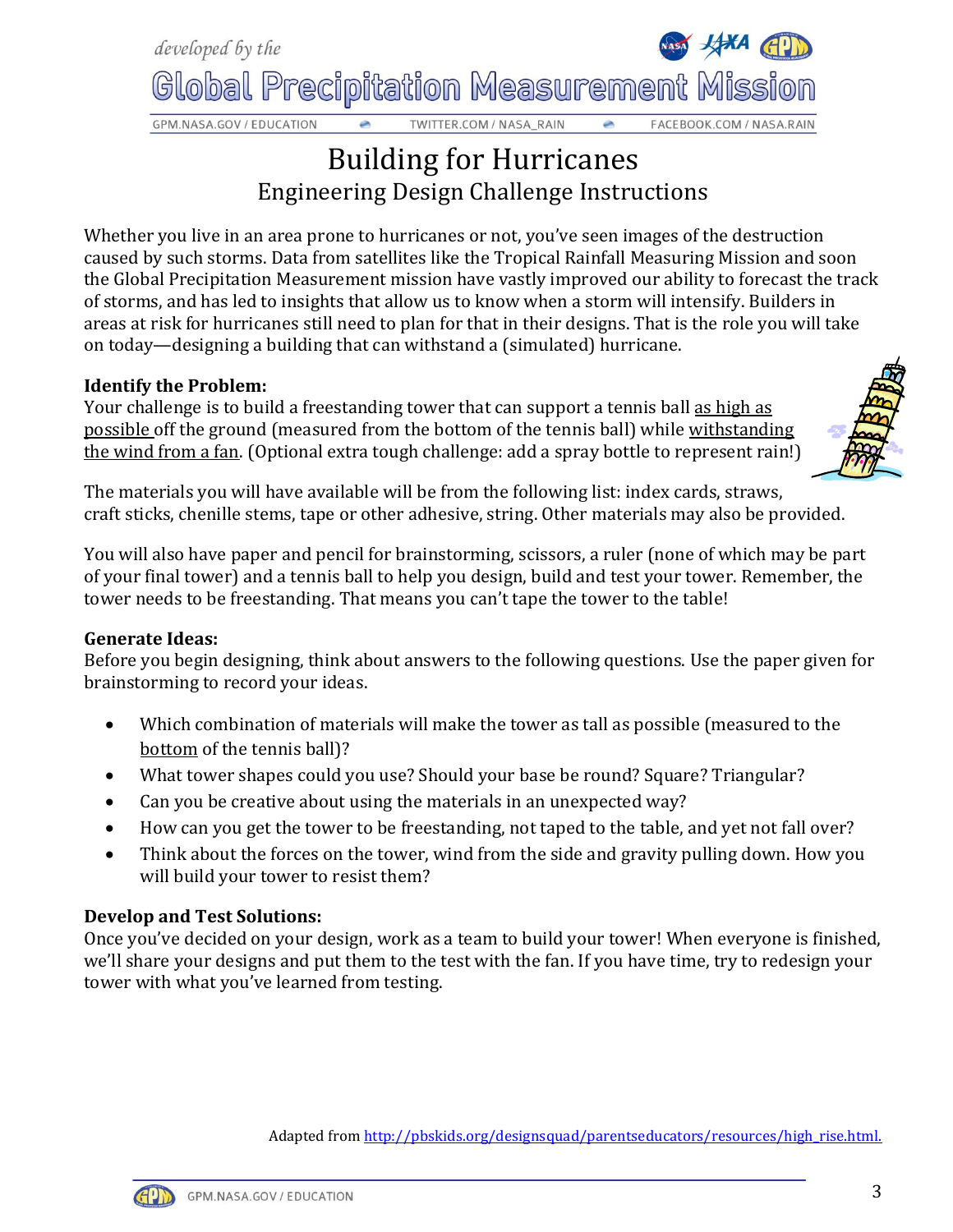# Building for Hurricanes

## Engineering Design Challenge Instructions

Whether you live in an area prone to hurricanes or not, you've seen images of the destruction caused by such storms. Data from satellites like the Tropical Rainfall Measuring Mission and soon the Global Precipitation Measurement mission have vastly improved our ability to forecast the track of storms, and has led to insights that allow us to know when a storm will intensify. Builders in areas at risk for hurricanes still need to plan for that in their designs. That is the role you will take on today—designing a building that can withstand a (simulated) hurricane.

**Identify the Problem:**
Your challenge is to build a freestanding tower that can support a tennis ball as high as possible off the ground (measured from the bottom of the tennis ball) while withstanding the wind from a fan. (Optional extra tough challenge: add a spray bottle to represent rain!)

The materials you will have available will be from the following list: index cards, straws, craft sticks, chenille stems, tape or other adhesive, string. Other materials may also be provided.

You will also have paper and pencil for brainstorming, scissors, a ruler (none of which may be part of your final tower) and a tennis ball to help you design, build and test your tower. Remember, the tower needs to be freestanding. That means you can't tape the tower to the table!

**Generate Ideas:**
Before you begin designing, think about answers to the following questions. Use the paper given for brainstorming to record your ideas.

- Which combination of materials will make the tower as tall as possible (measured to the bottom of the tennis ball)?
- What tower shapes could you use? Should your base be round? Square? Triangular?
- Can you be creative about using the materials in an unexpected way?
- How can you get the tower to be freestanding, not taped to the table, and yet not fall over?
- Think about the forces on the tower, wind from the side and gravity pulling down. How you will build your tower to resist them?

**Develop and Test Solutions:**
Once you've decided on your design, work as a team to build your tower! When everyone is finished, we'll share your designs and put them to the test with the fan. If you have time, try to redesign your tower with what you've learned from testing.

Adapted from http://pbskids.org/designsquad/parentseducators/resources/high_rise.html.